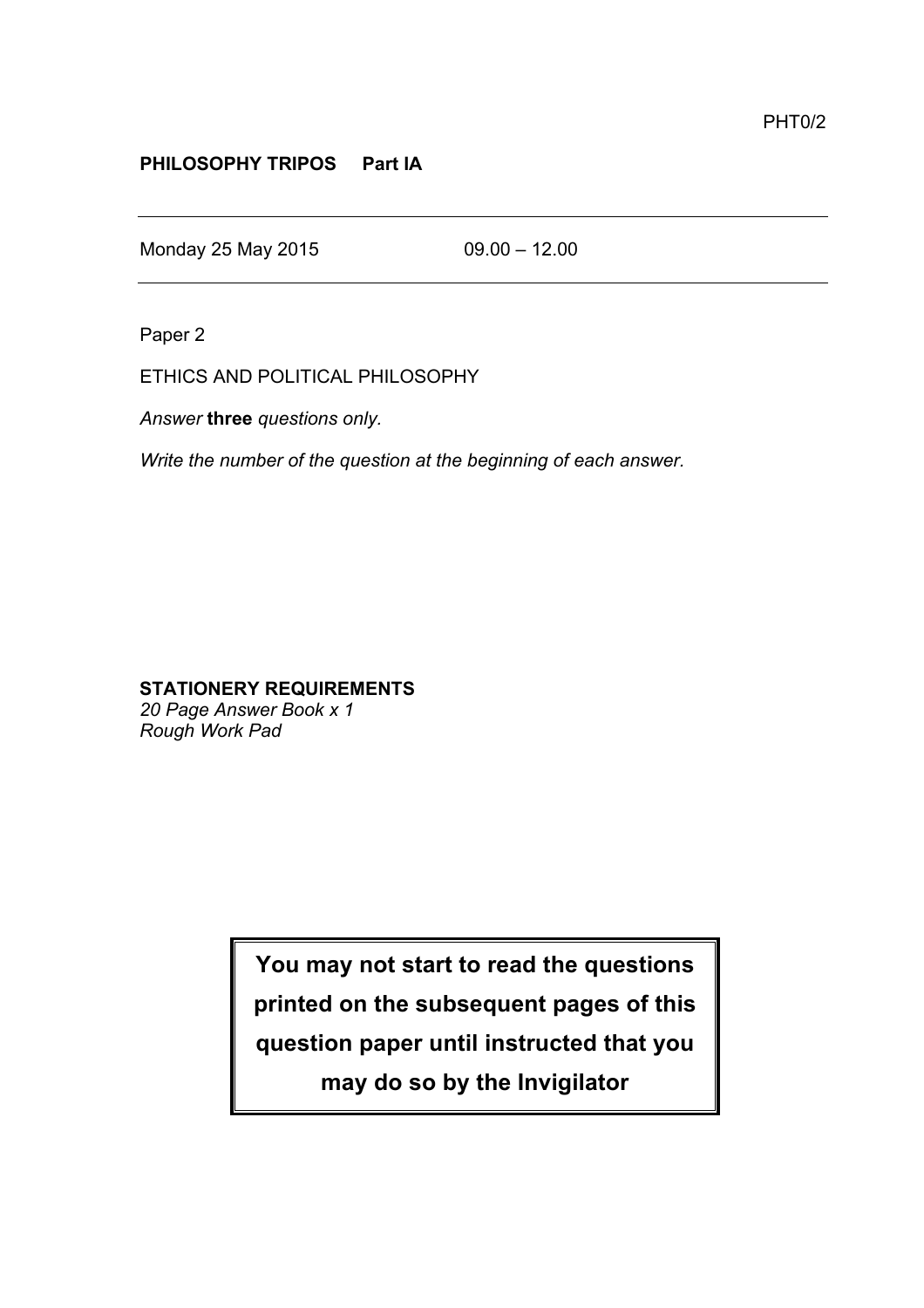PHT0/2

**PHILOSOPHY TRIPOS Part IA**

---

Monday 25 May 2015 09.00 – 12.00

---

Paper 2

ETHICS AND POLITICAL PHILOSOPHY

*Answer* **three** *questions only.*

*Write the number of the question at the beginning of each answer.*

**STATIONERY REQUIREMENTS**
*20 Page Answer Book x 1*
*Rough Work Pad*

**You may not start to read the questions printed on the subsequent pages of this question paper until instructed that you may do so by the Invigilator**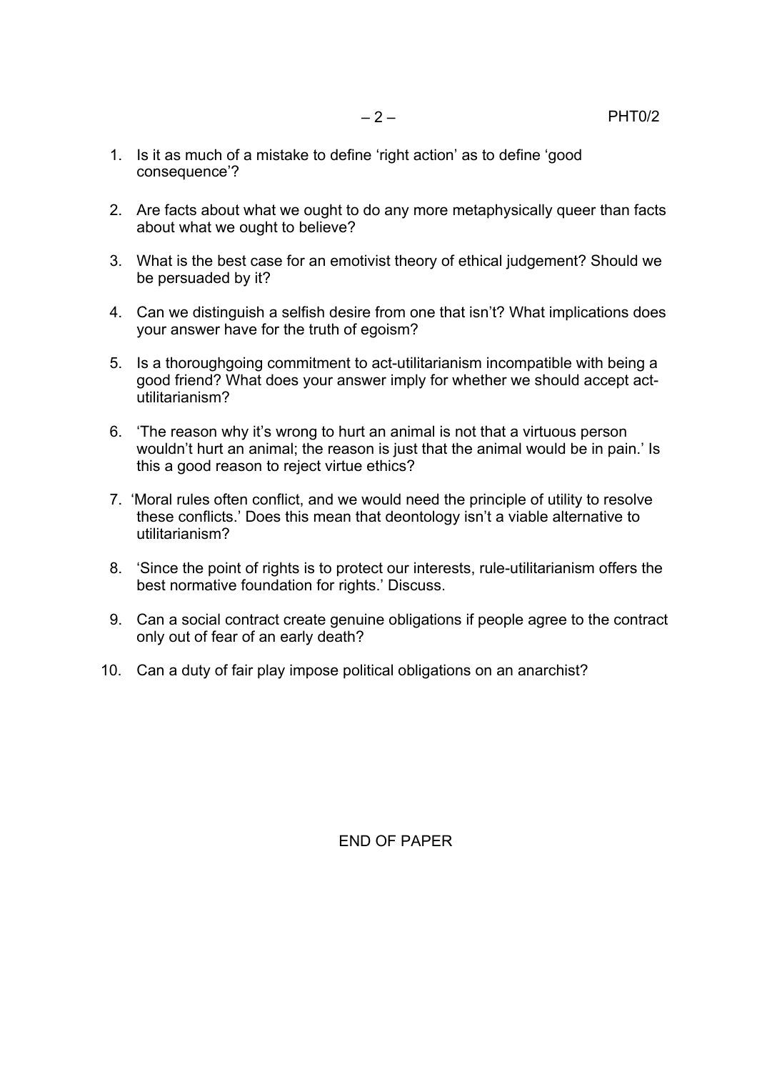1. Is it as much of a mistake to define 'right action' as to define 'good consequence'?

2. Are facts about what we ought to do any more metaphysically queer than facts about what we ought to believe?

3. What is the best case for an emotivist theory of ethical judgement? Should we be persuaded by it?

4. Can we distinguish a selfish desire from one that isn't? What implications does your answer have for the truth of egoism?

5. Is a thoroughgoing commitment to act-utilitarianism incompatible with being a good friend? What does your answer imply for whether we should accept act-utilitarianism?

6. 'The reason why it's wrong to hurt an animal is not that a virtuous person wouldn't hurt an animal; the reason is just that the animal would be in pain.' Is this a good reason to reject virtue ethics?

7. 'Moral rules often conflict, and we would need the principle of utility to resolve these conflicts.' Does this mean that deontology isn't a viable alternative to utilitarianism?

8. 'Since the point of rights is to protect our interests, rule-utilitarianism offers the best normative foundation for rights.' Discuss.

9. Can a social contract create genuine obligations if people agree to the contract only out of fear of an early death?

10. Can a duty of fair play impose political obligations on an anarchist?

END OF PAPER